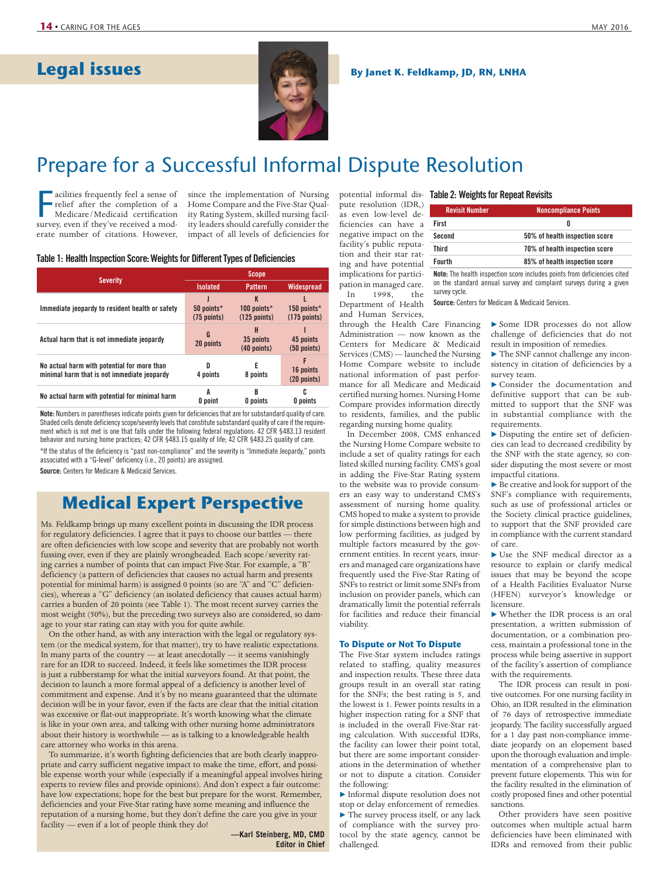## Legal issues

**By Janet K. Feldkamp, JD, RN, LNHA**

# Prepare for a Successful Informal Dispute Resolution

Facilities frequently feel a sense of relief after the completion of a Medicare/Medicaid certification survey, even if they've received a moderate number of citations. However, since the implementation of Nursing Home Compare and the Five-Star Quality Rating System, skilled nursing facility leaders should carefully consider the impact of all levels of deficiencies for potential informal dispute resolution (IDR,) as even low-level deficiencies can have a negative impact on the facility's public reputation and their star rating and have potential implications for participation in managed care.

**Table 1: Health Inspection Score: Weights for Different Types of Deficiencies**

| Severity | Scope | | |
|---|---|---|---|
| | Isolated | Pattern | Widespread |
| Immediate jeopardy to resident health or safety | J<br>50 points*<br>(75 points) | K<br>100 points*<br>(125 points) | L<br>150 points*<br>(175 points) |
| Actual harm that is not immediate jeopardy | G<br>20 points | H<br>35 points<br>(40 points) | I<br>45 points<br>(50 points) |
| No actual harm with potential for more than minimal harm that is not immediate jeopardy | D<br>4 points | E<br>8 points | F<br>16 points<br>(20 points) |
| No actual harm with potential for minimal harm | A<br>0 point | B<br>0 points | C<br>0 points |

**Note:** Numbers in parentheses indicate points given for deficiencies that are for substandard quality of care. Shaded cells denote deficiency scope/severity levels that constitute substandard quality of care if the requirement which is not met is one that falls under the following federal regulations: 42 CFR §483.13 resident behavior and nursing home practices; 42 CFR §483.15 quality of life; 42 CFR §483.25 quality of care.

*If the status of the deficiency is "past non-compliance" and the severity is "Immediate Jeopardy," points associated with a "G-level" deficiency (i.e., 20 points) are assigned.

**Source:** Centers for Medicare & Medicaid Services.

In 1998, the Department of Health and Human Services, through the Health Care Financing Administration — now known as the Centers for Medicare & Medicaid Services (CMS) — launched the Nursing Home Compare website to provide national information of past performance for all Medicare and Medicaid certified nursing homes. Nursing Home Compare provides information directly to residents, families, and the public regarding nursing home quality.

In December 2008, CMS enhanced the Nursing Home Compare website to include a set of quality ratings for each listed skilled nursing facility. CMS's goal in adding the Five-Star Rating system to the website was to provide consumers an easy way to understand CMS's assessment of nursing home quality. CMS hoped to make a system to provide for simple distinctions between high and low performing facilities, as judged by multiple factors measured by the government entities. In recent years, insurers and managed care organizations have frequently used the Five-Star Rating of SNFs to restrict or limit some SNFs from inclusion on provider panels, which can dramatically limit the potential referrals for facilities and reduce their financial viability.

**Table 2: Weights for Repeat Revisits**

| Revisit Number | Noncompliance Points |
|---|---|
| First | 0 |
| Second | 50% of health inspection score |
| Third | 70% of health inspection score |
| Fourth | 85% of health inspection score |

**Note:** The health inspection score includes points from deficiencies cited on the standard annual survey and complaint surveys during a given survey cycle.

**Source:** Centers for Medicare & Medicaid Services.

### To Dispute or Not To Dispute

The Five-Star system includes ratings related to staffing, quality measures and inspection results. These three data groups result in an overall star rating for the SNFs; the best rating is 5, and the lowest is 1. Fewer points results in a higher inspection rating for a SNF that is included in the overall Five-Star rating calculation. With successful IDRs, the facility can lower their point total, but there are some important considerations in the determination of whether or not to dispute a citation. Consider the following:

- Informal dispute resolution does not stop or delay enforcement of remedies.
- The survey process itself, or any lack of compliance with the survey protocol by the state agency, cannot be challenged.
- Some IDR processes do not allow challenge of deficiencies that do not result in imposition of remedies.
- The SNF cannot challenge any inconsistency in citation of deficiencies by a survey team.
- Consider the documentation and definitive support that can be submitted to support that the SNF was in substantial compliance with the requirements.
- Disputing the entire set of deficiencies can lead to decreased credibility by the SNF with the state agency, so consider disputing the most severe or most impactful citations.
- Be creative and look for support of the SNF's compliance with requirements, such as use of professional articles or the Society clinical practice guidelines, to support that the SNF provided care in compliance with the current standard of care.
- Use the SNF medical director as a resource to explain or clarify medical issues that may be beyond the scope of a Health Facilities Evaluator Nurse (HFEN) surveyor's knowledge or licensure.
- Whether the IDR process is an oral presentation, a written submission of documentation, or a combination process, maintain a professional tone in the process while being assertive in support of the facility's assertion of compliance with the requirements.

The IDR process can result in positive outcomes. For one nursing facility in Ohio, an IDR resulted in the elimination of 76 days of retrospective immediate jeopardy. The facility successfully argued for a 1 day past non-compliance immediate jeopardy on an elopement based upon the thorough evaluation and implementation of a comprehensive plan to prevent future elopements. This win for the facility resulted in the elimination of costly proposed fines and other potential sanctions.

Other providers have seen positive outcomes when multiple actual harm deficiencies have been eliminated with IDRs and removed from their public

## Medical Expert Perspective

Ms. Feldkamp brings up many excellent points in discussing the IDR process for regulatory deficiencies. I agree that it pays to choose our battles — there are often deficiencies with low scope and severity that are probably not worth fussing over, even if they are plainly wrongheaded. Each scope/severity rating carries a number of points that can impact Five-Star. For example, a "B" deficiency (a pattern of deficiencies that causes no actual harm and presents potential for minimal harm) is assigned 0 points (so are "A" and "C" deficiencies), whereas a "G" deficiency (an isolated deficiency that causes actual harm) carries a burden of 20 points (see Table 1). The most recent survey carries the most weight (50%), but the preceding two surveys also are considered, so damage to your star rating can stay with you for quite awhile.

On the other hand, as with any interaction with the legal or regulatory system (or the medical system, for that matter), try to have realistic expectations. In many parts of the country — at least anecdotally — it seems vanishingly rare for an IDR to succeed. Indeed, it feels like sometimes the IDR process is just a rubberstamp for what the initial surveyors found. At that point, the decision to launch a more formal appeal of a deficiency is another level of commitment and expense. And it's by no means guaranteed that the ultimate decision will be in your favor, even if the facts are clear that the initial citation was excessive or flat-out inappropriate. It's worth knowing what the climate is like in your own area, and talking with other nursing home administrators about their history is worthwhile — as is talking to a knowledgeable health care attorney who works in this arena.

To summarize, it's worth fighting deficiencies that are both clearly inappropriate and carry sufficient negative impact to make the time, effort, and possible expense worth your while (especially if a meaningful appeal involves hiring experts to review files and provide opinions). And don't expect a fair outcome: have low expectations; hope for the best but prepare for the worst. Remember, deficiencies and your Five-Star rating have some meaning and influence the reputation of a nursing home, but they don't define the care you give in your facility — even if a lot of people think they do!

**—Karl Steinberg, MD, CMD**
**Editor in Chief**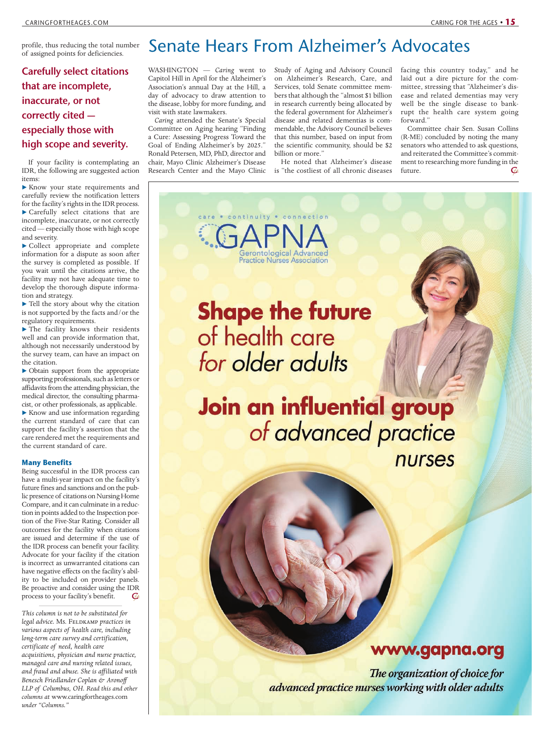profile, thus reducing the total number of assigned points for deficiencies.

**Carefully select citations that are incomplete, inaccurate, or not correctly cited — especially those with high scope and severity.**

If your facility is contemplating an IDR, the following are suggested action items:

- Know your state requirements and carefully review the notification letters for the facility's rights in the IDR process.
- Carefully select citations that are incomplete, inaccurate, or not correctly cited — especially those with high scope and severity.
- Collect appropriate and complete information for a dispute as soon after the survey is completed as possible. If you wait until the citations arrive, the facility may not have adequate time to develop the thorough dispute information and strategy.
- Tell the story about why the citation is not supported by the facts and/or the regulatory requirements.
- The facility knows their residents well and can provide information that, although not necessarily understood by the survey team, can have an impact on the citation.
- Obtain support from the appropriate supporting professionals, such as letters or affidavits from the attending physician, the medical director, the consulting pharmacist, or other professionals, as applicable.
- Know and use information regarding the current standard of care that can support the facility's assertion that the care rendered met the requirements and the current standard of care.

### Many Benefits

Being successful in the IDR process can have a multi-year impact on the facility's future fines and sanctions and on the public presence of citations on Nursing Home Compare, and it can culminate in a reduction in points added to the Inspection portion of the Five-Star Rating. Consider all outcomes for the facility when citations are issued and determine if the use of the IDR process can benefit your facility. Advocate for your facility if the citation is incorrect as unwarranted citations can have negative effects on the facility's ability to be included on provider panels. Be proactive and consider using the IDR process to your facility's benefit.

*This column is not to be substituted for legal advice. Ms. Feldkamp practices in various aspects of health care, including long-term care survey and certification, certificate of need, health care acquisitions, physician and nurse practice, managed care and nursing related issues, and fraud and abuse. She is affiliated with Benesch Friedlander Coplan & Aronoff LLP of Columbus, OH. Read this and other columns at www.caringfortheages.com under "Columns."*

# Senate Hears From Alzheimer's Advocates

WASHINGTON — *Caring* went to Capitol Hill in April for the Alzheimer's Association's annual Day at the Hill, a day of advocacy to draw attention to the disease, lobby for more funding, and visit with state lawmakers.

*Caring* attended the Senate's Special Committee on Aging hearing "Finding a Cure: Assessing Progress Toward the Goal of Ending Alzheimer's by 2025." Ronald Petersen, MD, PhD, director and chair, Mayo Clinic Alzheimer's Disease Research Center and the Mayo Clinic Study of Aging and Advisory Council on Alzheimer's Research, Care, and Services, told Senate committee members that although the "almost $1 billion in research currently being allocated by the federal government for Alzheimer's disease and related dementias is commendable, the Advisory Council believes that this number, based on input from the scientific community, should be $2 billion or more."

He noted that Alzheimer's disease is "the costliest of all chronic diseases facing this country today," and he laid out a dire picture for the committee, stressing that "Alzheimer's disease and related dementias may very well be the single disease to bankrupt the health care system going forward."

Committee chair Sen. Susan Collins (R-ME) concluded by noting the many senators who attended to ask questions, and reiterated the Committee's commitment to researching more funding in the future.

care • continuity • connection

GAPNA
Gerontological Advanced Practice Nurses Association

**Shape the future** of health care *for older adults*

**Join an influential group** *of advanced practice nurses*

**www.gapna.org**

***The organization of choice for advanced practice nurses working with older adults***